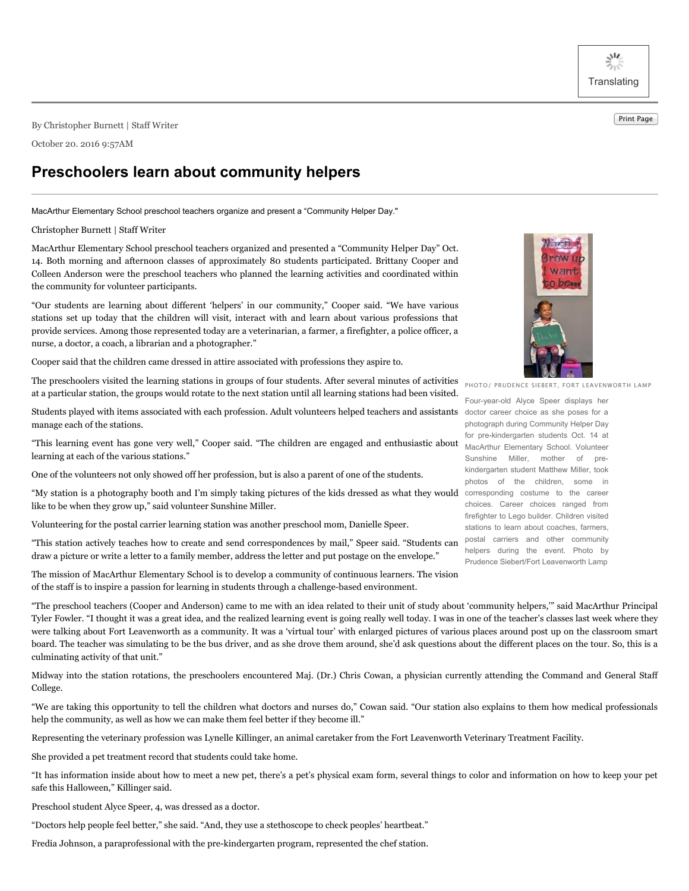By Christopher Burnett | Staff Writer

October 20. 2016 9:57AM

# Preschoolers learn about community helpers

MacArthur Elementary School preschool teachers organize and present a “Community Helper Day."

Christopher Burnett | Staff Writer

MacArthur Elementary School preschool teachers organized and presented a “Community Helper Day” Oct. 14. Both morning and afternoon classes of approximately 80 students participated. Brittany Cooper and Colleen Anderson were the preschool teachers who planned the learning activities and coordinated within the community for volunteer participants.

“Our students are learning about different ‘helpers’ in our community,” Cooper said. “We have various stations set up today that the children will visit, interact with and learn about various professions that provide services. Among those represented today are a veterinarian, a farmer, a firefighter, a police officer, a nurse, a doctor, a coach, a librarian and a photographer.”

Cooper said that the children came dressed in attire associated with professions they aspire to.

The preschoolers visited the learning stations in groups of four students. After several minutes of activities at a particular station, the groups would rotate to the next station until all learning stations had been visited.

Students played with items associated with each profession. Adult volunteers helped teachers and assistants manage each of the stations.

“This learning event has gone very well,” Cooper said. “The children are engaged and enthusiastic about learning at each of the various stations.”

One of the volunteers not only showed off her profession, but is also a parent of one of the students.

“My station is a photography booth and I’m simply taking pictures of the kids dressed as what they would like to be when they grow up,” said volunteer Sunshine Miller.

Volunteering for the postal carrier learning station was another preschool mom, Danielle Speer.

“This station actively teaches how to create and send correspondences by mail,” Speer said. “Students can draw a picture or write a letter to a family member, address the letter and put postage on the envelope.”

The mission of MacArthur Elementary School is to develop a community of continuous learners. The vision of the staff is to inspire a passion for learning in students through a challenge-based environment.

PHOTO/ PRUDENCE SIEBERT, FORT LEAVENWORTH LAMP

Four-year-old Alyce Speer displays her doctor career choice as she poses for a photograph during Community Helper Day for pre-kindergarten students Oct. 14 at MacArthur Elementary School. Volunteer Sunshine Miller, mother of pre-kindergarten student Matthew Miller, took photos of the children, some in corresponding costume to the career choices. Career choices ranged from firefighter to Lego builder. Children visited stations to learn about coaches, farmers, postal carriers and other community helpers during the event. Photo by Prudence Siebert/Fort Leavenworth Lamp

“The preschool teachers (Cooper and Anderson) came to me with an idea related to their unit of study about ‘community helpers,’” said MacArthur Principal Tyler Fowler. “I thought it was a great idea, and the realized learning event is going really well today. I was in one of the teacher’s classes last week where they were talking about Fort Leavenworth as a community. It was a ‘virtual tour’ with enlarged pictures of various places around post up on the classroom smart board. The teacher was simulating to be the bus driver, and as she drove them around, she’d ask questions about the different places on the tour. So, this is a culminating activity of that unit.”

Midway into the station rotations, the preschoolers encountered Maj. (Dr.) Chris Cowan, a physician currently attending the Command and General Staff College.

“We are taking this opportunity to tell the children what doctors and nurses do,” Cowan said. “Our station also explains to them how medical professionals help the community, as well as how we can make them feel better if they become ill.”

Representing the veterinary profession was Lynelle Killinger, an animal caretaker from the Fort Leavenworth Veterinary Treatment Facility.

She provided a pet treatment record that students could take home.

“It has information inside about how to meet a new pet, there’s a pet’s physical exam form, several things to color and information on how to keep your pet safe this Halloween,” Killinger said.

Preschool student Alyce Speer, 4, was dressed as a doctor.

“Doctors help people feel better,” she said. “And, they use a stethoscope to check peoples’ heartbeat.”

Fredia Johnson, a paraprofessional with the pre-kindergarten program, represented the chef station.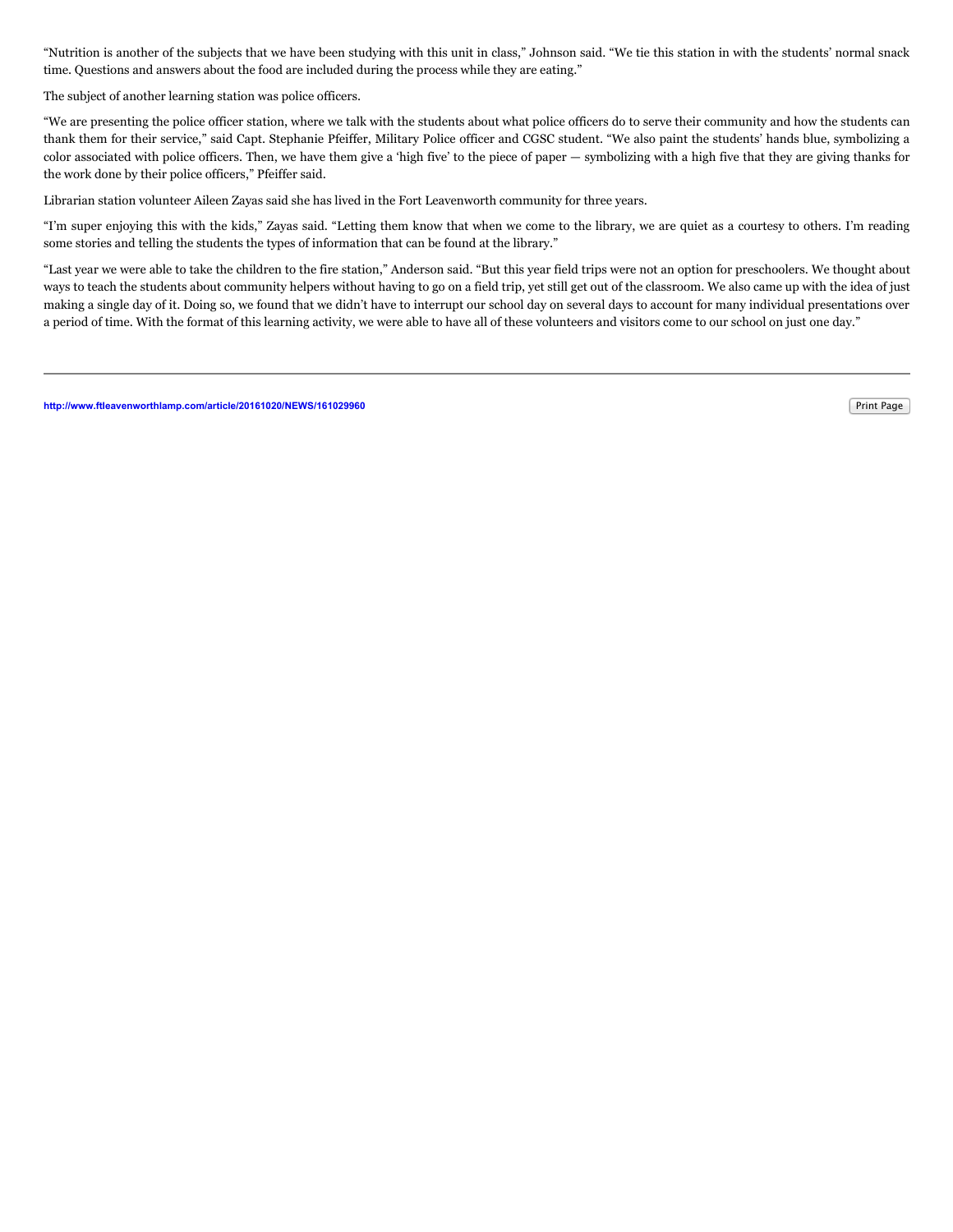"Nutrition is another of the subjects that we have been studying with this unit in class," Johnson said. "We tie this station in with the students' normal snack time. Questions and answers about the food are included during the process while they are eating."

The subject of another learning station was police officers.

"We are presenting the police officer station, where we talk with the students about what police officers do to serve their community and how the students can thank them for their service," said Capt. Stephanie Pfeiffer, Military Police officer and CGSC student. "We also paint the students' hands blue, symbolizing a color associated with police officers. Then, we have them give a 'high five' to the piece of paper — symbolizing with a high five that they are giving thanks for the work done by their police officers," Pfeiffer said.

Librarian station volunteer Aileen Zayas said she has lived in the Fort Leavenworth community for three years.

"I'm super enjoying this with the kids," Zayas said. "Letting them know that when we come to the library, we are quiet as a courtesy to others. I'm reading some stories and telling the students the types of information that can be found at the library."

"Last year we were able to take the children to the fire station," Anderson said. "But this year field trips were not an option for preschoolers. We thought about ways to teach the students about community helpers without having to go on a field trip, yet still get out of the classroom. We also came up with the idea of just making a single day of it. Doing so, we found that we didn't have to interrupt our school day on several days to account for many individual presentations over a period of time. With the format of this learning activity, we were able to have all of these volunteers and visitors come to our school on just one day."

---

http://www.ftleavenworthlamp.com/article/20161020/NEWS/161029960